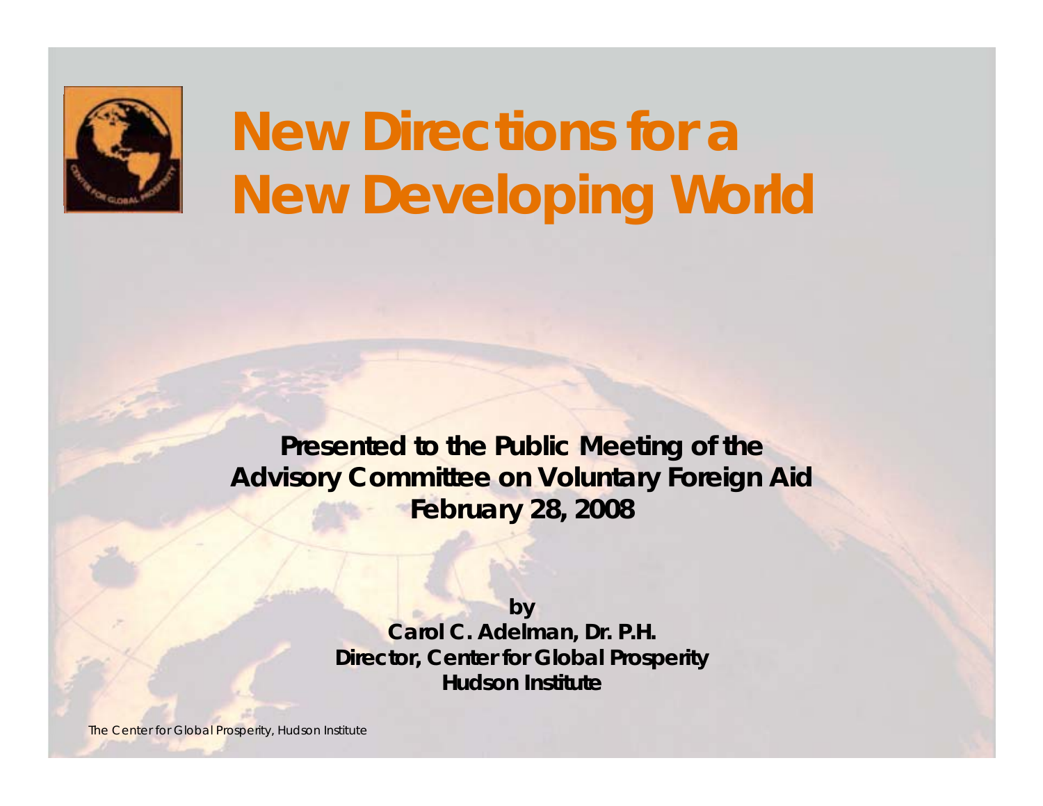# New Directions for a New Developing World

**Presented to the Public Meeting of the Advisory Committee on Voluntary Foreign Aid**
**February 28, 2008**

**by**
**Carol C. Adelman, Dr. P.H.**
**Director, Center for Global Prosperity**
**Hudson Institute**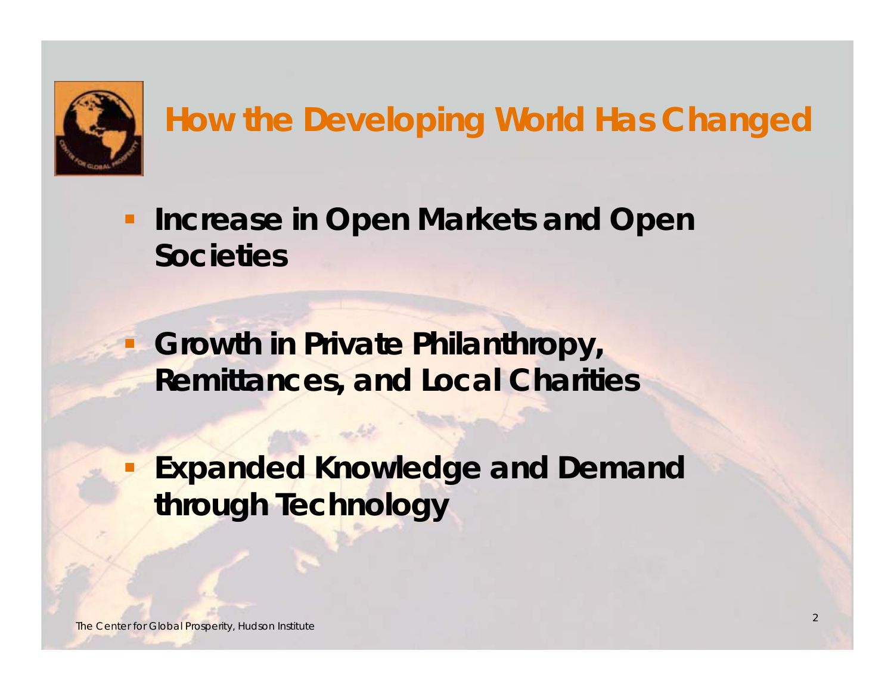# How the Developing World Has Changed

- Increase in Open Markets and Open Societies
- Growth in Private Philanthropy, Remittances, and Local Charities
- Expanded Knowledge and Demand through Technology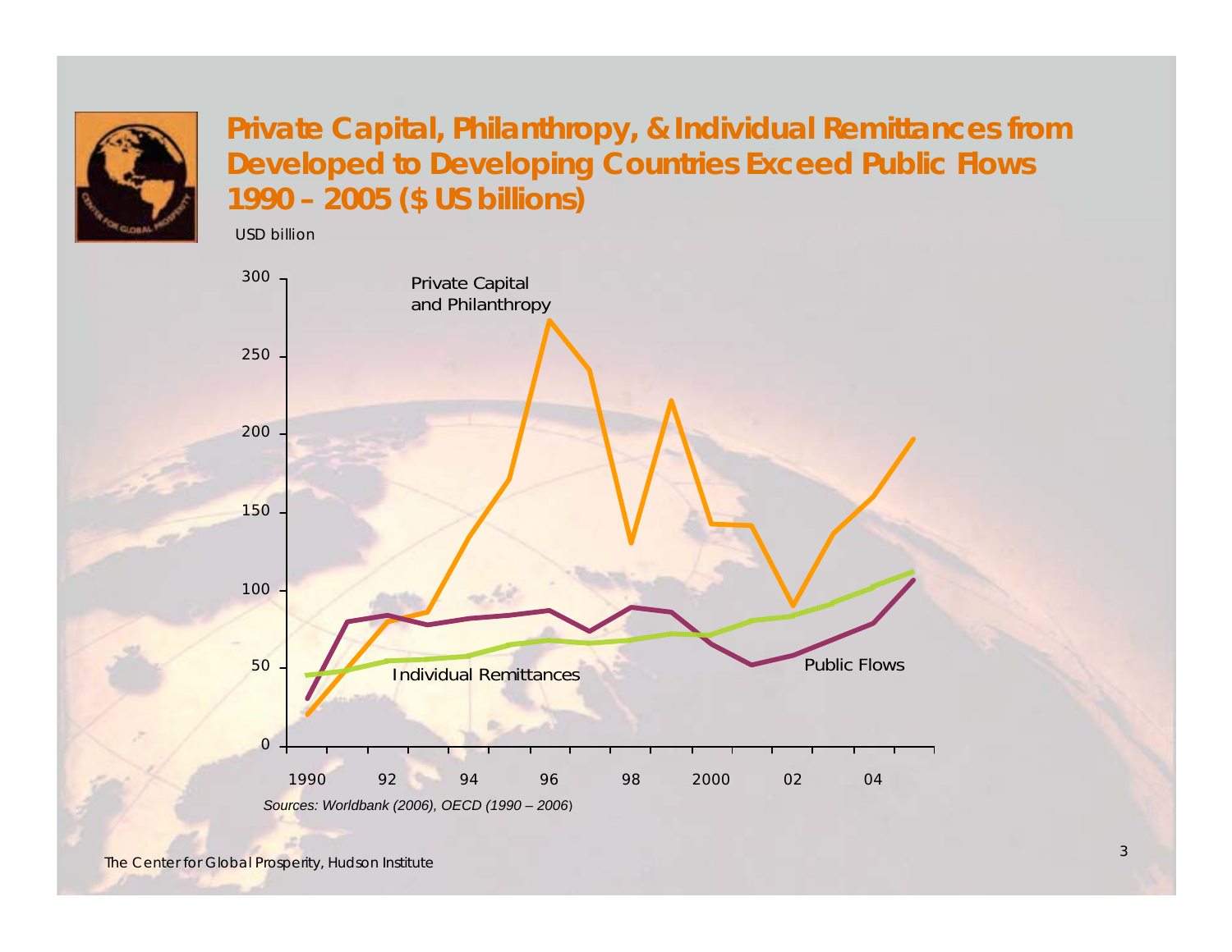# Private Capital, Philanthropy, & Individual Remittances from Developed to Developing Countries Exceed Public Flows 1990 – 2005 ($ US billions)

USD billion

300
250
200
150
100
50
0

1990 92 94 96 98 2000 02 04

Private Capital and Philanthropy

Individual Remittances

Public Flows

*Sources: Worldbank (2006), OECD (1990 – 2006)*

The Center for Global Prosperity, Hudson Institute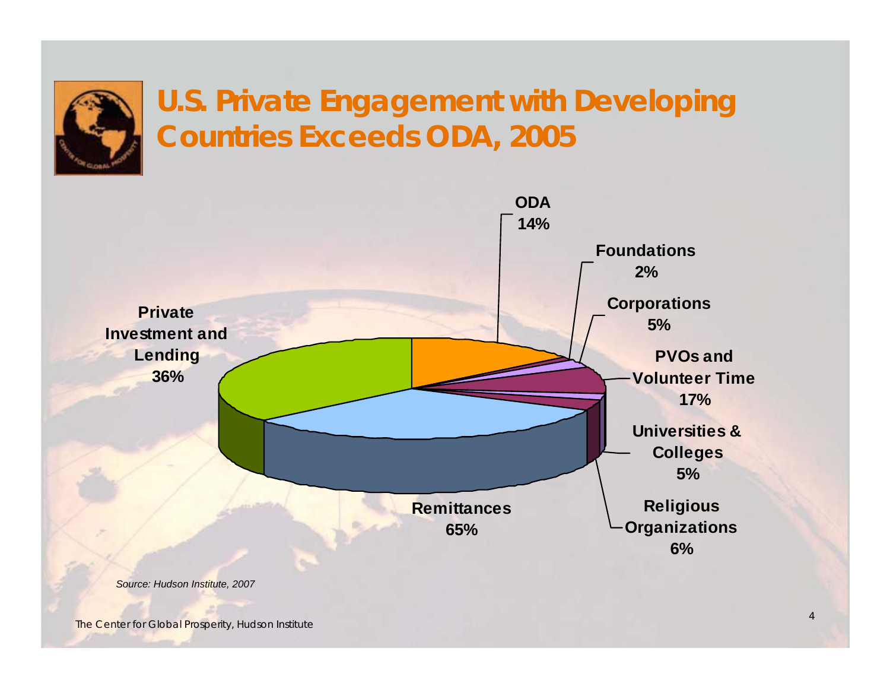# U.S. Private Engagement with Developing Countries Exceeds ODA, 2005

ODA
14%

Foundations
2%

Corporations
5%

PVOs and Volunteer Time
17%

Universities & Colleges
5%

Religious Organizations
6%

Remittances
65%

Private Investment and Lending
36%

*Source: Hudson Institute, 2007*

The Center for Global Prosperity, Hudson Institute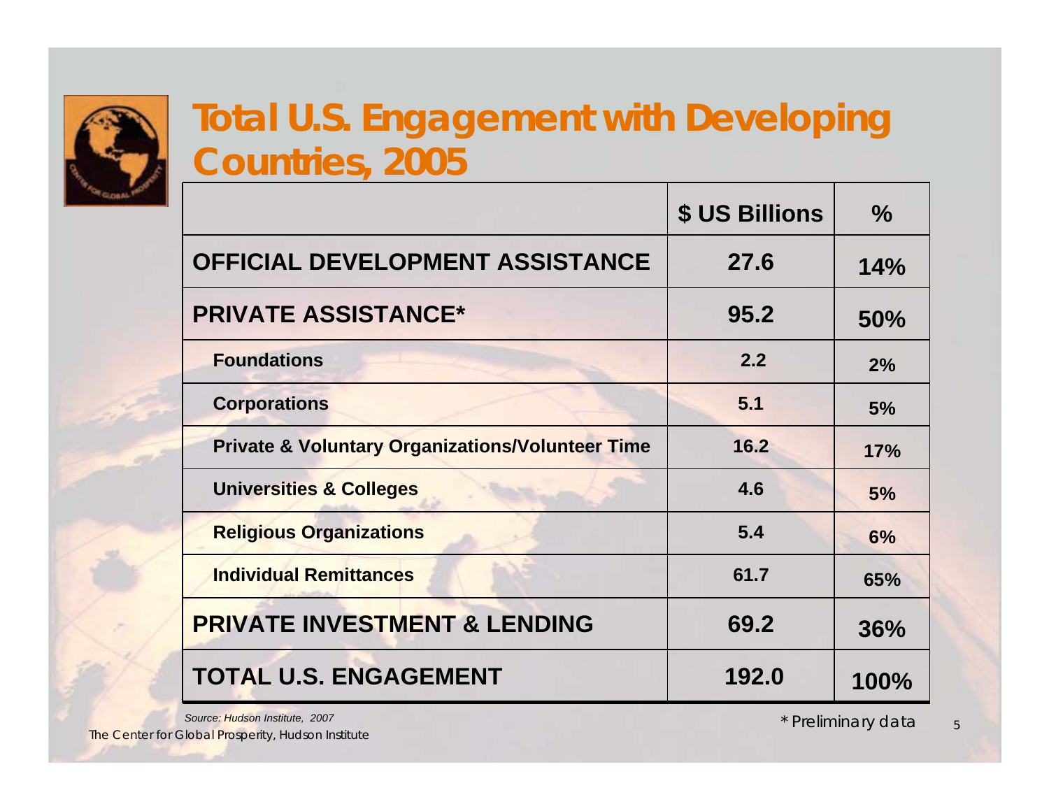# Total U.S. Engagement with Developing Countries, 2005

| | $ US Billions | % |
|---|---|---|
| **OFFICIAL DEVELOPMENT ASSISTANCE** | **27.6** | **14%** |
| **PRIVATE ASSISTANCE*** | **95.2** | **50%** |
| Foundations | 2.2 | 2% |
| Corporations | 5.1 | 5% |
| Private & Voluntary Organizations/Volunteer Time | 16.2 | 17% |
| Universities & Colleges | 4.6 | 5% |
| Religious Organizations | 5.4 | 6% |
| Individual Remittances | 61.7 | 65% |
| **PRIVATE INVESTMENT & LENDING** | **69.2** | **36%** |
| **TOTAL U.S. ENGAGEMENT** | **192.0** | **100%** |

*Source: Hudson Institute, 2007*

* Preliminary data

The Center for Global Prosperity, Hudson Institute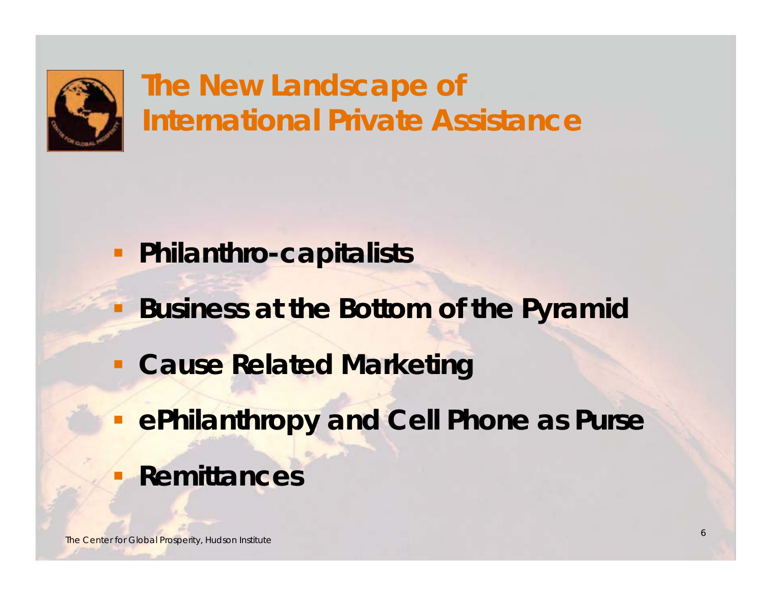# The New Landscape of International Private Assistance

- Philanthro-capitalists
- Business at the Bottom of the Pyramid
- Cause Related Marketing
- ePhilanthropy and Cell Phone as Purse
- Remittances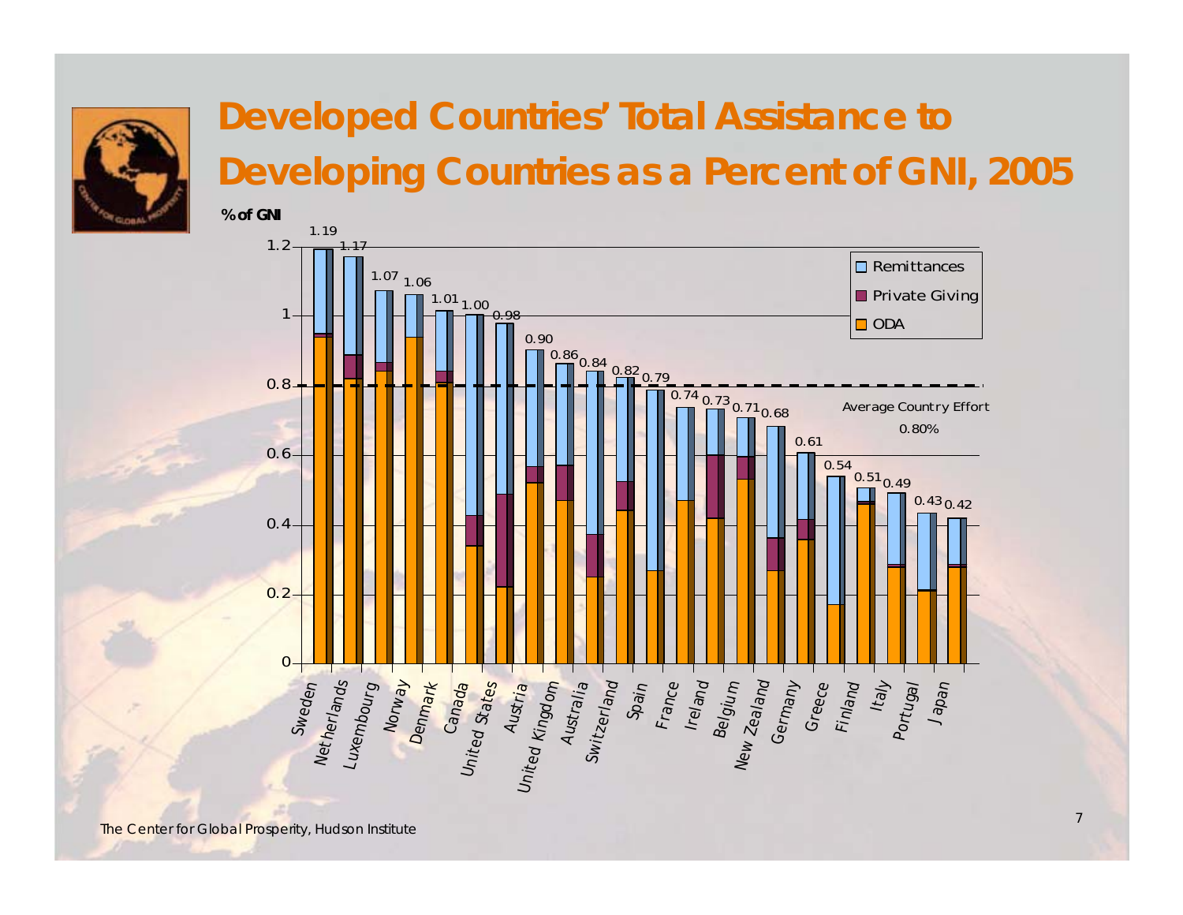# Developed Countries' Total Assistance to Developing Countries as a Percent of GNI, 2005

% of GNI

| Country | Total (% of GNI) |
|---|---|
| Sweden | 1.19 |
| Netherlands | 1.17 |
| Luxembourg | 1.07 |
| Norway | 1.06 |
| Denmark | 1.01 |
| Canada | 1.00 |
| United States | 0.98 |
| Austria | 0.90 |
| United Kingdom | 0.86 |
| Australia | 0.84 |
| Switzerland | 0.82 |
| Spain | 0.79 |
| France | 0.74 |
| Ireland | 0.73 |
| Belgium | 0.71 |
| New Zealand | 0.68 |
| Germany | 0.61 |
| Greece | 0.54 |
| Finland | 0.51 |
| Italy | 0.49 |
| Portugal | 0.43 |
| Japan | 0.42 |

Legend: Remittances, Private Giving, ODA

Average Country Effort 0.80%

The Center for Global Prosperity, Hudson Institute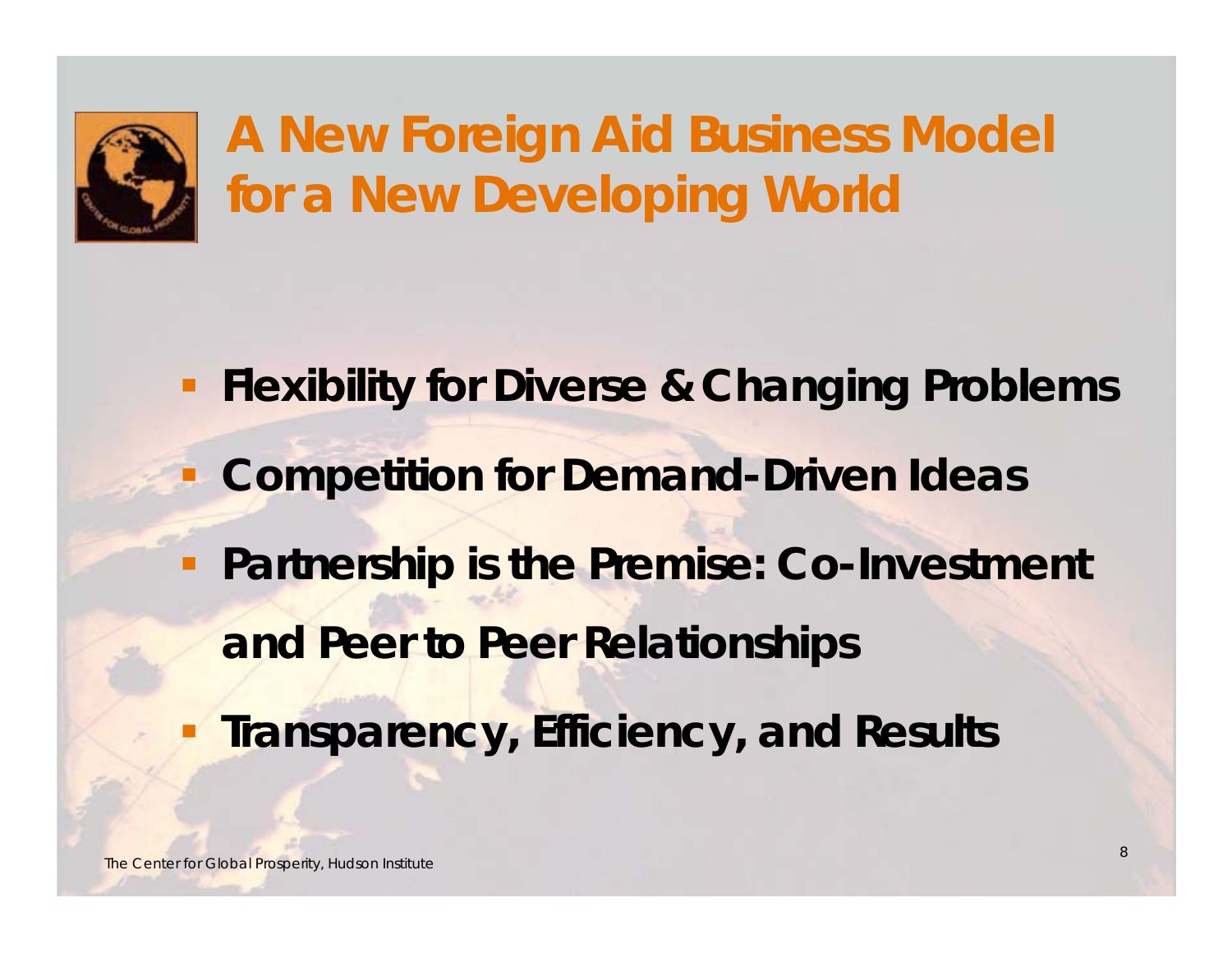# A New Foreign Aid Business Model for a New Developing World

- **Flexibility for Diverse & Changing Problems**
- **Competition for Demand-Driven Ideas**
- **Partnership is the Premise: Co-Investment and Peer to Peer Relationships**
- **Transparency, Efficiency, and Results**